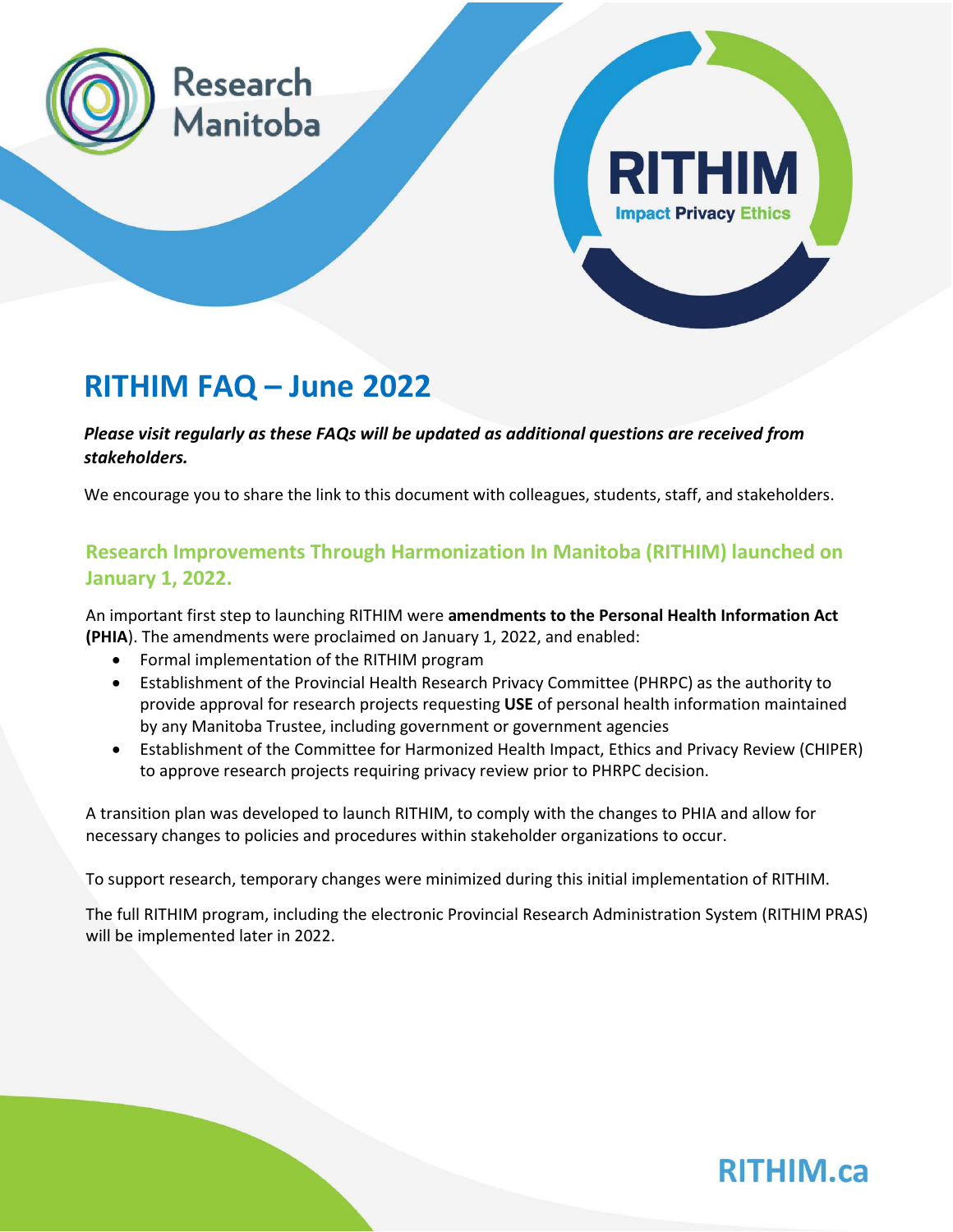Research Manitoba

RITHIM
Impact Privacy Ethics

# RITHIM FAQ – June 2022

***Please visit regularly as these FAQs will be updated as additional questions are received from stakeholders.***

We encourage you to share the link to this document with colleagues, students, staff, and stakeholders.

## Research Improvements Through Harmonization In Manitoba (RITHIM) launched on January 1, 2022.

An important first step to launching RITHIM were **amendments to the Personal Health Information Act (PHIA**). The amendments were proclaimed on January 1, 2022, and enabled:

- Formal implementation of the RITHIM program
- Establishment of the Provincial Health Research Privacy Committee (PHRPC) as the authority to provide approval for research projects requesting **USE** of personal health information maintained by any Manitoba Trustee, including government or government agencies
- Establishment of the Committee for Harmonized Health Impact, Ethics and Privacy Review (CHIPER) to approve research projects requiring privacy review prior to PHRPC decision.

A transition plan was developed to launch RITHIM, to comply with the changes to PHIA and allow for necessary changes to policies and procedures within stakeholder organizations to occur.

To support research, temporary changes were minimized during this initial implementation of RITHIM.

The full RITHIM program, including the electronic Provincial Research Administration System (RITHIM PRAS) will be implemented later in 2022.

RITHIM.ca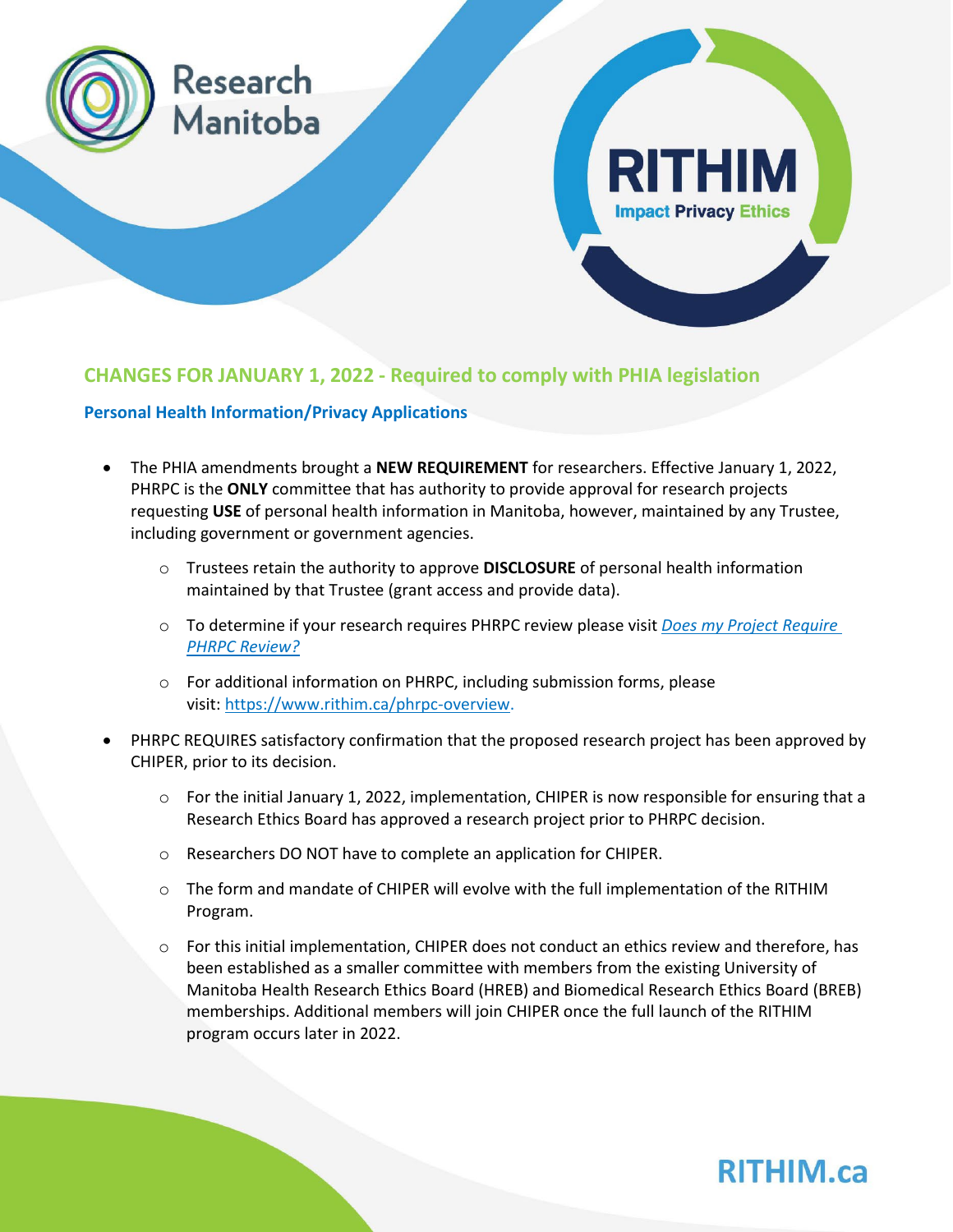## CHANGES FOR JANUARY 1, 2022 - Required to comply with PHIA legislation

### Personal Health Information/Privacy Applications

- The PHIA amendments brought a **NEW REQUIREMENT** for researchers. Effective January 1, 2022, PHRPC is the **ONLY** committee that has authority to provide approval for research projects requesting **USE** of personal health information in Manitoba, however, maintained by any Trustee, including government or government agencies.
  - Trustees retain the authority to approve **DISCLOSURE** of personal health information maintained by that Trustee (grant access and provide data).
  - To determine if your research requires PHRPC review please visit *Does my Project Require PHRPC Review?*
  - For additional information on PHRPC, including submission forms, please visit: https://www.rithim.ca/phrpc-overview.
- PHRPC REQUIRES satisfactory confirmation that the proposed research project has been approved by CHIPER, prior to its decision.
  - For the initial January 1, 2022, implementation, CHIPER is now responsible for ensuring that a Research Ethics Board has approved a research project prior to PHRPC decision.
  - Researchers DO NOT have to complete an application for CHIPER.
  - The form and mandate of CHIPER will evolve with the full implementation of the RITHIM Program.
  - For this initial implementation, CHIPER does not conduct an ethics review and therefore, has been established as a smaller committee with members from the existing University of Manitoba Health Research Ethics Board (HREB) and Biomedical Research Ethics Board (BREB) memberships. Additional members will join CHIPER once the full launch of the RITHIM program occurs later in 2022.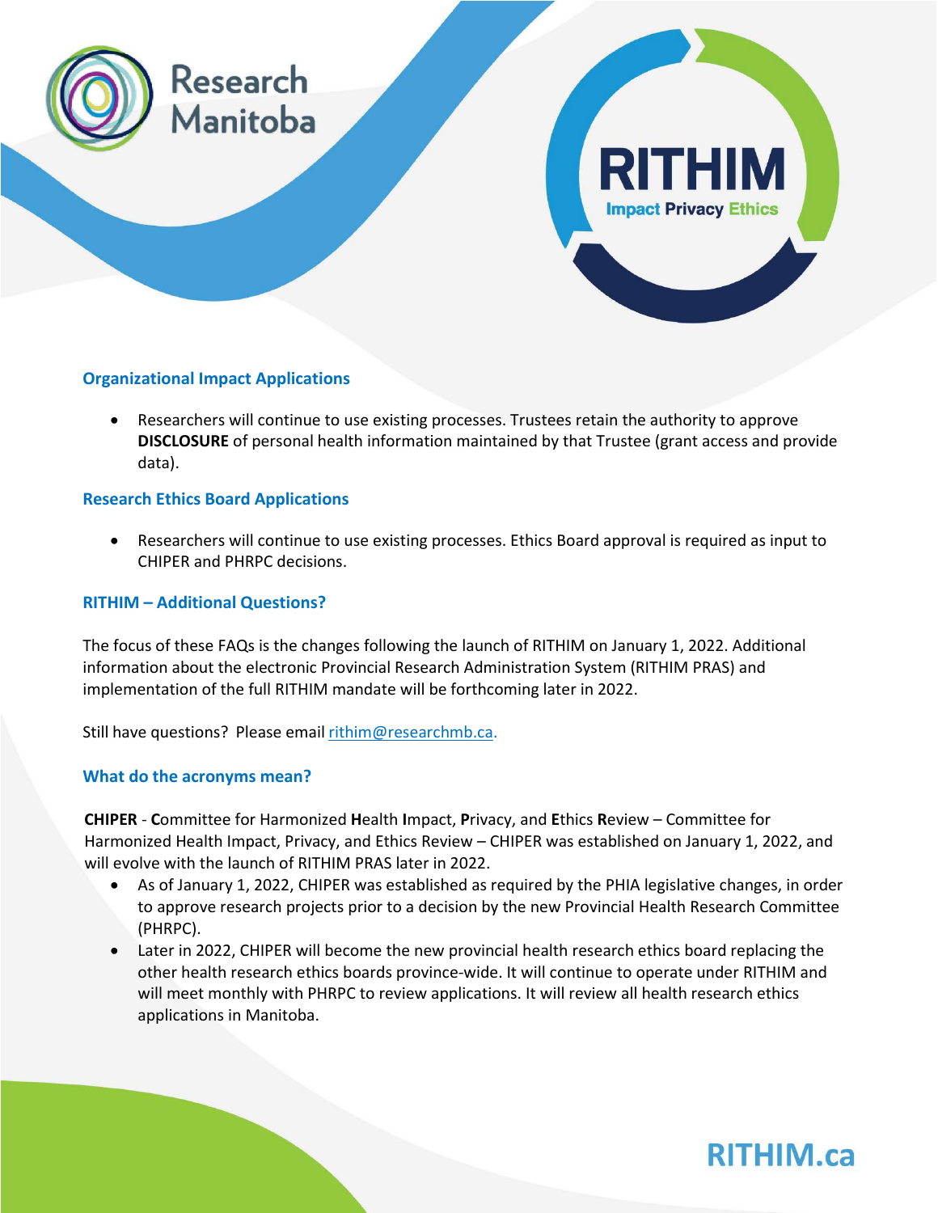## Organizational Impact Applications

- Researchers will continue to use existing processes. Trustees retain the authority to approve **DISCLOSURE** of personal health information maintained by that Trustee (grant access and provide data).

## Research Ethics Board Applications

- Researchers will continue to use existing processes. Ethics Board approval is required as input to CHIPER and PHRPC decisions.

## RITHIM – Additional Questions?

The focus of these FAQs is the changes following the launch of RITHIM on January 1, 2022. Additional information about the electronic Provincial Research Administration System (RITHIM PRAS) and implementation of the full RITHIM mandate will be forthcoming later in 2022.

Still have questions? Please email rithim@researchmb.ca.

## What do the acronyms mean?

**CHIPER** - **C**ommittee for Harmonized **H**ealth **I**mpact, **P**rivacy, and **E**thics **R**eview – Committee for Harmonized Health Impact, Privacy, and Ethics Review – CHIPER was established on January 1, 2022, and will evolve with the launch of RITHIM PRAS later in 2022.

- As of January 1, 2022, CHIPER was established as required by the PHIA legislative changes, in order to approve research projects prior to a decision by the new Provincial Health Research Committee (PHRPC).
- Later in 2022, CHIPER will become the new provincial health research ethics board replacing the other health research ethics boards province-wide. It will continue to operate under RITHIM and will meet monthly with PHRPC to review applications. It will review all health research ethics applications in Manitoba.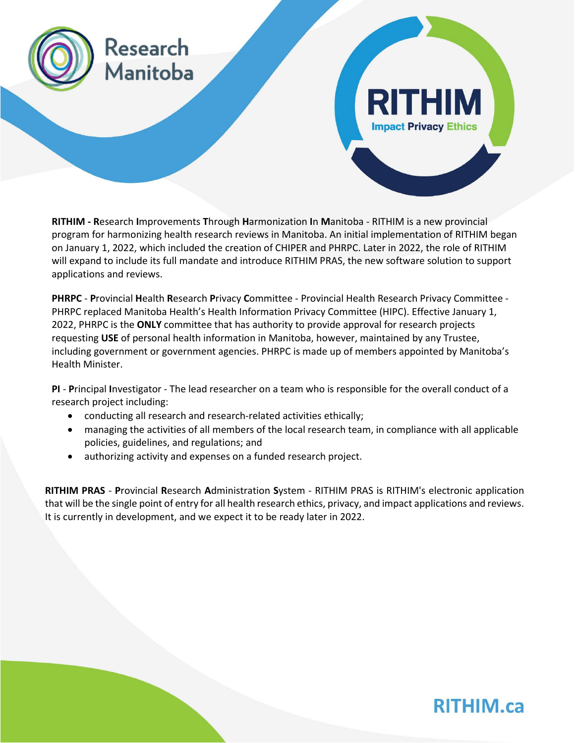**RITHIM - R**esearch **I**mprovements **T**hrough **H**armonization **I**n **M**anitoba - RITHIM is a new provincial program for harmonizing health research reviews in Manitoba. An initial implementation of RITHIM began on January 1, 2022, which included the creation of CHIPER and PHRPC. Later in 2022, the role of RITHIM will expand to include its full mandate and introduce RITHIM PRAS, the new software solution to support applications and reviews.

**PHRPC** - **P**rovincial **H**ealth **R**esearch **P**rivacy **C**ommittee - Provincial Health Research Privacy Committee - PHRPC replaced Manitoba Health's Health Information Privacy Committee (HIPC). Effective January 1, 2022, PHRPC is the **ONLY** committee that has authority to provide approval for research projects requesting **USE** of personal health information in Manitoba, however, maintained by any Trustee, including government or government agencies. PHRPC is made up of members appointed by Manitoba's Health Minister.

**PI** - **P**rincipal **I**nvestigator - The lead researcher on a team who is responsible for the overall conduct of a research project including:

- conducting all research and research-related activities ethically;
- managing the activities of all members of the local research team, in compliance with all applicable policies, guidelines, and regulations; and
- authorizing activity and expenses on a funded research project.

**RITHIM PRAS** - **P**rovincial **R**esearch **A**dministration **S**ystem - RITHIM PRAS is RITHIM's electronic application that will be the single point of entry for all health research ethics, privacy, and impact applications and reviews. It is currently in development, and we expect it to be ready later in 2022.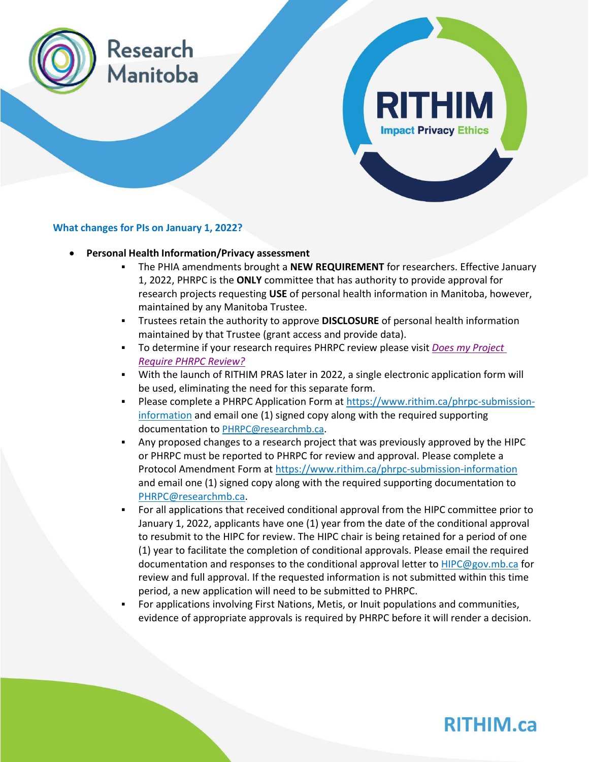### What changes for PIs on January 1, 2022?

- **Personal Health Information/Privacy assessment**
  - The PHIA amendments brought a **NEW REQUIREMENT** for researchers. Effective January 1, 2022, PHRPC is the **ONLY** committee that has authority to provide approval for research projects requesting **USE** of personal health information in Manitoba, however, maintained by any Manitoba Trustee.
  - Trustees retain the authority to approve **DISCLOSURE** of personal health information maintained by that Trustee (grant access and provide data).
  - To determine if your research requires PHRPC review please visit *Does my Project Require PHRPC Review?*
  - With the launch of RITHIM PRAS later in 2022, a single electronic application form will be used, eliminating the need for this separate form.
  - Please complete a PHRPC Application Form at https://www.rithim.ca/phrpc-submission-information and email one (1) signed copy along with the required supporting documentation to PHRPC@researchmb.ca.
  - Any proposed changes to a research project that was previously approved by the HIPC or PHRPC must be reported to PHRPC for review and approval. Please complete a Protocol Amendment Form at https://www.rithim.ca/phrpc-submission-information and email one (1) signed copy along with the required supporting documentation to PHRPC@researchmb.ca.
  - For all applications that received conditional approval from the HIPC committee prior to January 1, 2022, applicants have one (1) year from the date of the conditional approval to resubmit to the HIPC for review. The HIPC chair is being retained for a period of one (1) year to facilitate the completion of conditional approvals. Please email the required documentation and responses to the conditional approval letter to HIPC@gov.mb.ca for review and full approval. If the requested information is not submitted within this time period, a new application will need to be submitted to PHRPC.
  - For applications involving First Nations, Metis, or Inuit populations and communities, evidence of appropriate approvals is required by PHRPC before it will render a decision.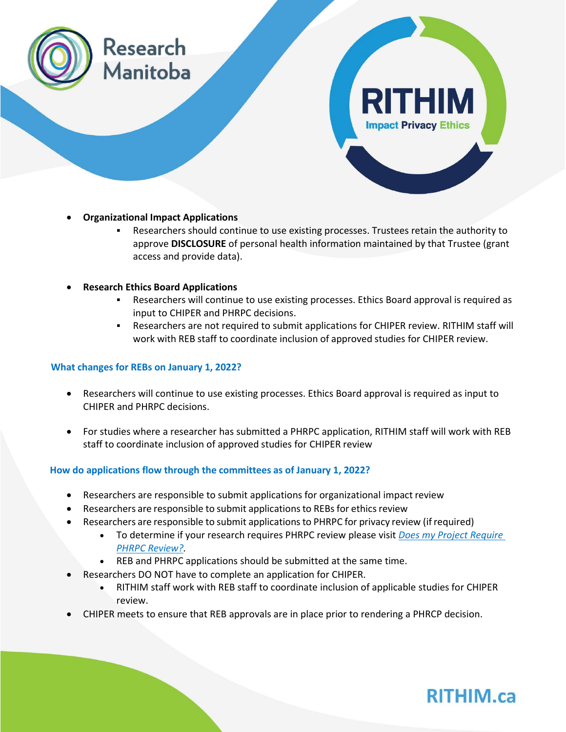- **Organizational Impact Applications**
    - Researchers should continue to use existing processes. Trustees retain the authority to approve **DISCLOSURE** of personal health information maintained by that Trustee (grant access and provide data).

- **Research Ethics Board Applications**
    - Researchers will continue to use existing processes. Ethics Board approval is required as input to CHIPER and PHRPC decisions.
    - Researchers are not required to submit applications for CHIPER review. RITHIM staff will work with REB staff to coordinate inclusion of approved studies for CHIPER review.

### What changes for REBs on January 1, 2022?

- Researchers will continue to use existing processes. Ethics Board approval is required as input to CHIPER and PHRPC decisions.

- For studies where a researcher has submitted a PHRPC application, RITHIM staff will work with REB staff to coordinate inclusion of approved studies for CHIPER review

### How do applications flow through the committees as of January 1, 2022?

- Researchers are responsible to submit applications for organizational impact review
- Researchers are responsible to submit applications to REBs for ethics review
- Researchers are responsible to submit applications to PHRPC for privacy review (if required)
    - To determine if your research requires PHRPC review please visit *Does my Project Require PHRPC Review?*.
    - REB and PHRPC applications should be submitted at the same time.
- Researchers DO NOT have to complete an application for CHIPER.
    - RITHIM staff work with REB staff to coordinate inclusion of applicable studies for CHIPER review.
- CHIPER meets to ensure that REB approvals are in place prior to rendering a PHRCP decision.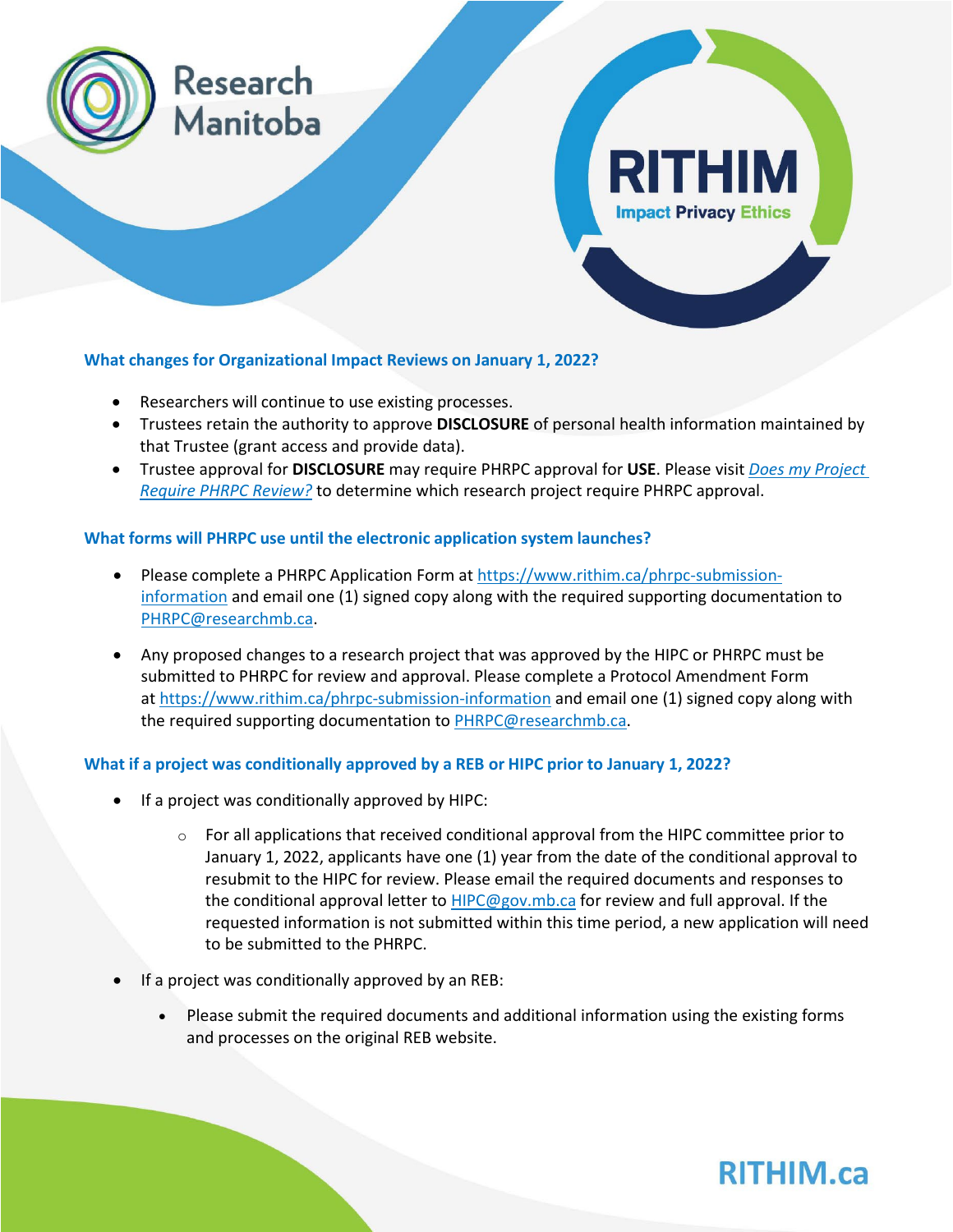### What changes for Organizational Impact Reviews on January 1, 2022?

- Researchers will continue to use existing processes.
- Trustees retain the authority to approve **DISCLOSURE** of personal health information maintained by that Trustee (grant access and provide data).
- Trustee approval for **DISCLOSURE** may require PHRPC approval for **USE**. Please visit *Does my Project Require PHRPC Review?* to determine which research project require PHRPC approval.

### What forms will PHRPC use until the electronic application system launches?

- Please complete a PHRPC Application Form at https://www.rithim.ca/phrpc-submission-information and email one (1) signed copy along with the required supporting documentation to PHRPC@researchmb.ca.

- Any proposed changes to a research project that was approved by the HIPC or PHRPC must be submitted to PHRPC for review and approval. Please complete a Protocol Amendment Form at https://www.rithim.ca/phrpc-submission-information and email one (1) signed copy along with the required supporting documentation to PHRPC@researchmb.ca.

### What if a project was conditionally approved by a REB or HIPC prior to January 1, 2022?

- If a project was conditionally approved by HIPC:
  - For all applications that received conditional approval from the HIPC committee prior to January 1, 2022, applicants have one (1) year from the date of the conditional approval to resubmit to the HIPC for review. Please email the required documents and responses to the conditional approval letter to HIPC@gov.mb.ca for review and full approval. If the requested information is not submitted within this time period, a new application will need to be submitted to the PHRPC.
- If a project was conditionally approved by an REB:
  - Please submit the required documents and additional information using the existing forms and processes on the original REB website.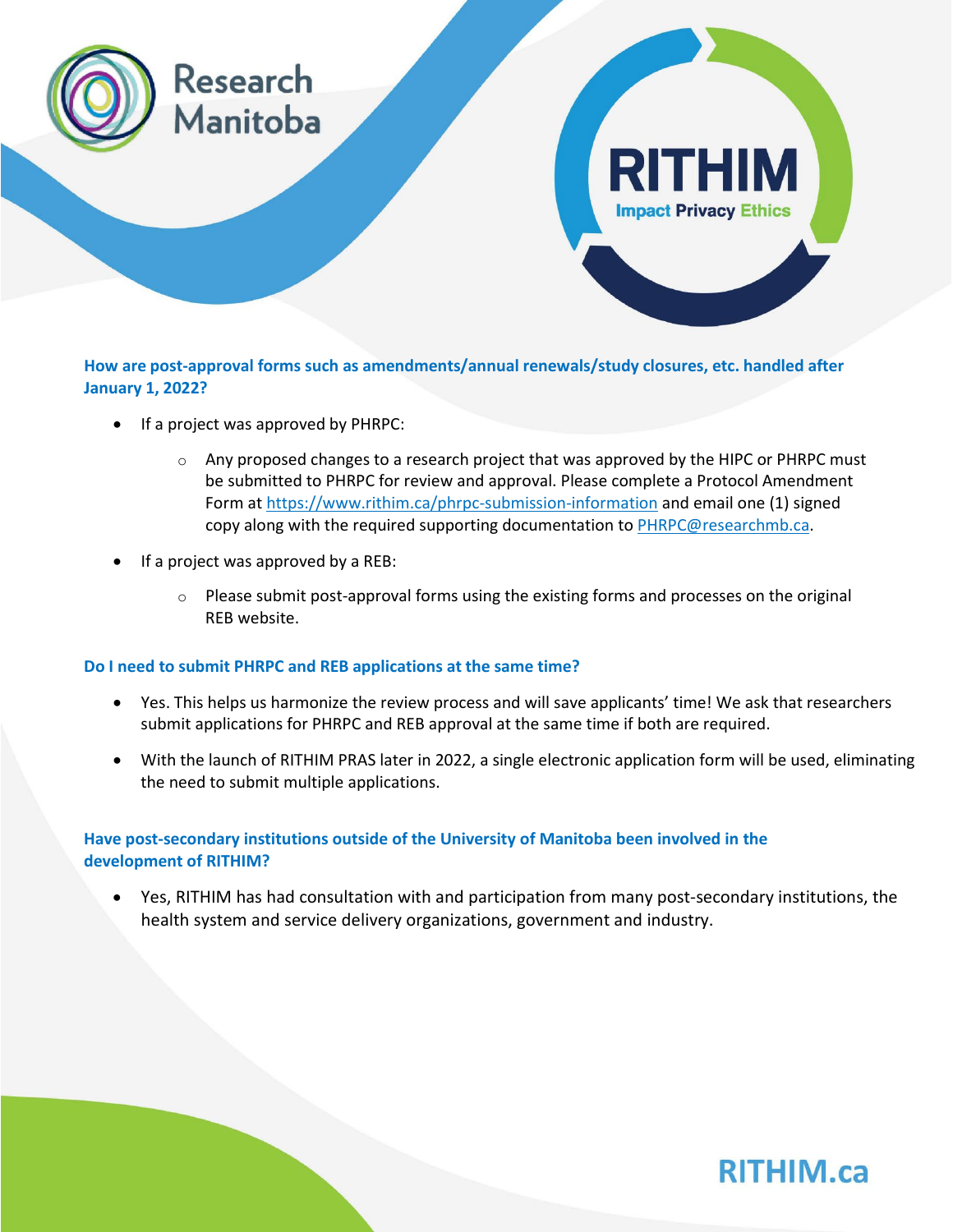### How are post-approval forms such as amendments/annual renewals/study closures, etc. handled after January 1, 2022?

- If a project was approved by PHRPC:
  - Any proposed changes to a research project that was approved by the HIPC or PHRPC must be submitted to PHRPC for review and approval. Please complete a Protocol Amendment Form at https://www.rithim.ca/phrpc-submission-information and email one (1) signed copy along with the required supporting documentation to PHRPC@researchmb.ca.
- If a project was approved by a REB:
  - Please submit post-approval forms using the existing forms and processes on the original REB website.

### Do I need to submit PHRPC and REB applications at the same time?

- Yes. This helps us harmonize the review process and will save applicants' time! We ask that researchers submit applications for PHRPC and REB approval at the same time if both are required.
- With the launch of RITHIM PRAS later in 2022, a single electronic application form will be used, eliminating the need to submit multiple applications.

### Have post-secondary institutions outside of the University of Manitoba been involved in the development of RITHIM?

- Yes, RITHIM has had consultation with and participation from many post-secondary institutions, the health system and service delivery organizations, government and industry.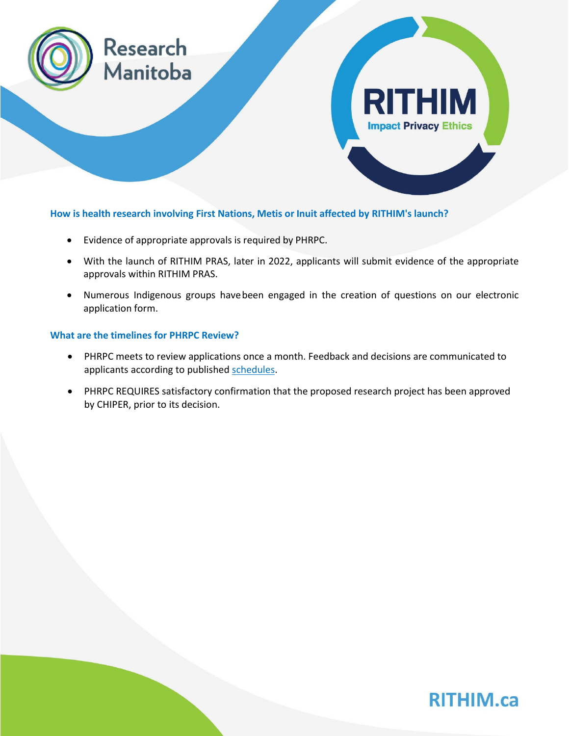### How is health research involving First Nations, Metis or Inuit affected by RITHIM's launch?

- Evidence of appropriate approvals is required by PHRPC.
- With the launch of RITHIM PRAS, later in 2022, applicants will submit evidence of the appropriate approvals within RITHIM PRAS.
- Numerous Indigenous groups have been engaged in the creation of questions on our electronic application form.

### What are the timelines for PHRPC Review?

- PHRPC meets to review applications once a month. Feedback and decisions are communicated to applicants according to published schedules.
- PHRPC REQUIRES satisfactory confirmation that the proposed research project has been approved by CHIPER, prior to its decision.